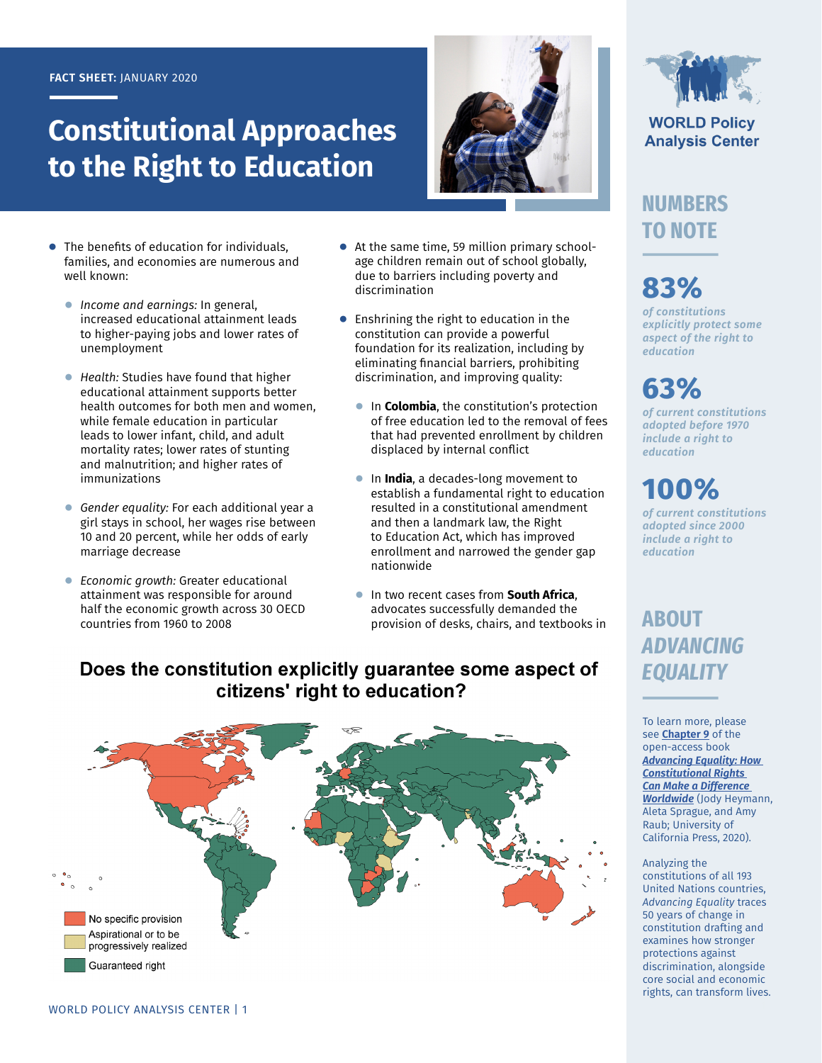**FACT SHEET:** JANUARY 2020

# Constitutional Approaches to the Right to Education

- The benefits of education for individuals, families, and economies are numerous and well known:
  - *Income and earnings:* In general, increased educational attainment leads to higher-paying jobs and lower rates of unemployment
  - *Health:* Studies have found that higher educational attainment supports better health outcomes for both men and women, while female education in particular leads to lower infant, child, and adult mortality rates; lower rates of stunting and malnutrition; and higher rates of immunizations
  - *Gender equality:* For each additional year a girl stays in school, her wages rise between 10 and 20 percent, while her odds of early marriage decrease
  - *Economic growth:* Greater educational attainment was responsible for around half the economic growth across 30 OECD countries from 1960 to 2008
- At the same time, 59 million primary school-age children remain out of school globally, due to barriers including poverty and discrimination
- Enshrining the right to education in the constitution can provide a powerful foundation for its realization, including by eliminating financial barriers, prohibiting discrimination, and improving quality:
  - In **Colombia**, the constitution's protection of free education led to the removal of fees that had prevented enrollment by children displaced by internal conflict
  - In **India**, a decades-long movement to establish a fundamental right to education resulted in a constitutional amendment and then a landmark law, the Right to Education Act, which has improved enrollment and narrowed the gender gap nationwide
  - In two recent cases from **South Africa**, advocates successfully demanded the provision of desks, chairs, and textbooks in

**Does the constitution explicitly guarantee some aspect of citizens' right to education?**

- No specific provision
- Aspirational or to be progressively realized
- Guaranteed right

## NUMBERS TO NOTE

**83%**
*of constitutions explicitly protect some aspect of the right to education*

**63%**
*of current constitutions adopted before 1970 include a right to education*

**100%**
*of current constitutions adopted since 2000 include a right to education*

## ABOUT *ADVANCING EQUALITY*

To learn more, please see **Chapter 9** of the open-access book ***Advancing Equality: How Constitutional Rights Can Make a Difference Worldwide*** (Jody Heymann, Aleta Sprague, and Amy Raub; University of California Press, 2020).

Analyzing the constitutions of all 193 United Nations countries, *Advancing Equality* traces 50 years of change in constitution drafting and examines how stronger protections against discrimination, alongside core social and economic rights, can transform lives.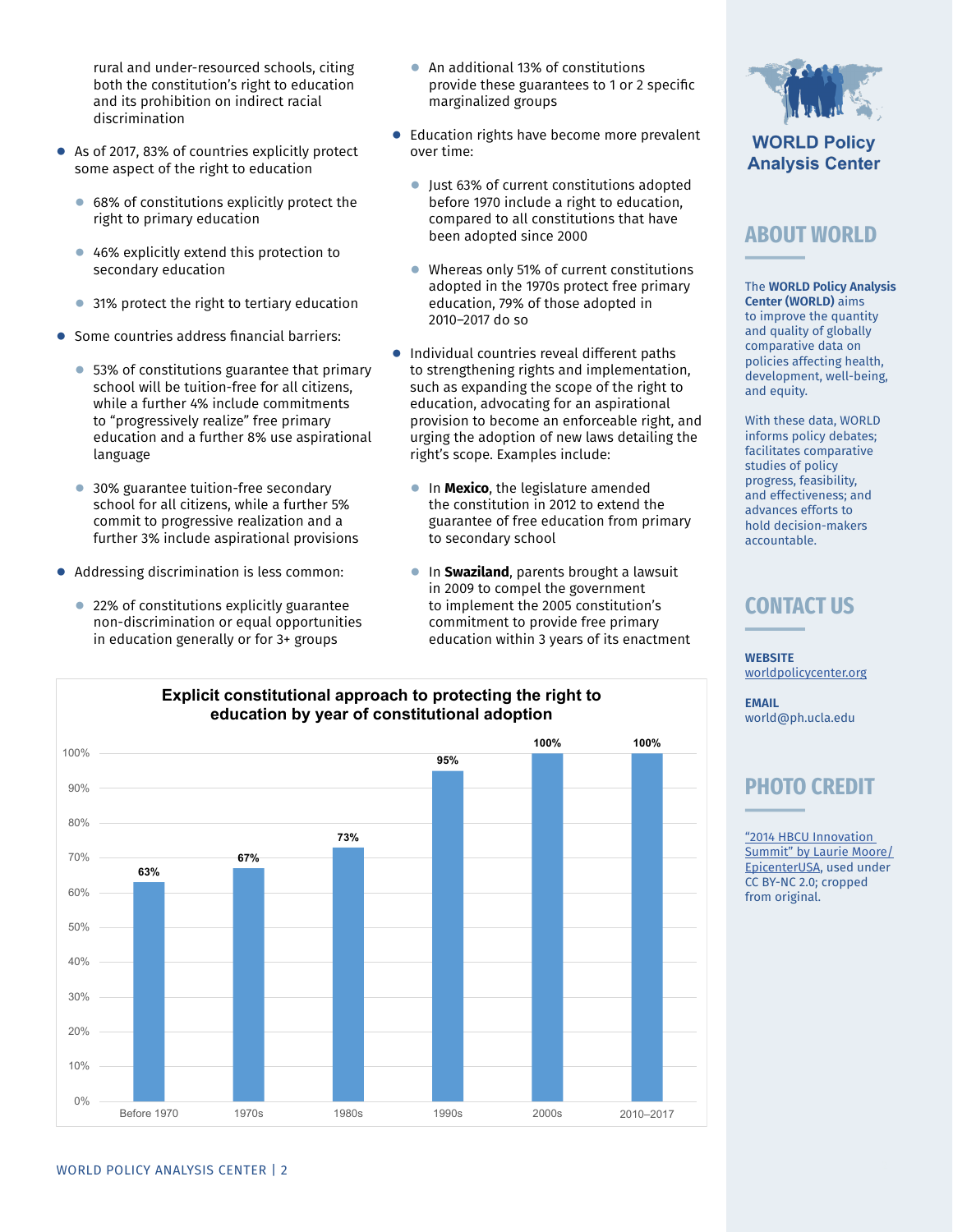rural and under-resourced schools, citing both the constitution's right to education and its prohibition on indirect racial discrimination

- As of 2017, 83% of countries explicitly protect some aspect of the right to education
    - 68% of constitutions explicitly protect the right to primary education
    - 46% explicitly extend this protection to secondary education
    - 31% protect the right to tertiary education
- Some countries address financial barriers:
    - 53% of constitutions guarantee that primary school will be tuition-free for all citizens, while a further 4% include commitments to "progressively realize" free primary education and a further 8% use aspirational language
    - 30% guarantee tuition-free secondary school for all citizens, while a further 5% commit to progressive realization and a further 3% include aspirational provisions
- Addressing discrimination is less common:
    - 22% of constitutions explicitly guarantee non-discrimination or equal opportunities in education generally or for 3+ groups
    - An additional 13% of constitutions provide these guarantees to 1 or 2 specific marginalized groups
- Education rights have become more prevalent over time:
    - Just 63% of current constitutions adopted before 1970 include a right to education, compared to all constitutions that have been adopted since 2000
    - Whereas only 51% of current constitutions adopted in the 1970s protect free primary education, 79% of those adopted in 2010–2017 do so
- Individual countries reveal different paths to strengthening rights and implementation, such as expanding the scope of the right to education, advocating for an aspirational provision to become an enforceable right, and urging the adoption of new laws detailing the right's scope. Examples include:
    - In **Mexico**, the legislature amended the constitution in 2012 to extend the guarantee of free education from primary to secondary school
    - In **Swaziland**, parents brought a lawsuit in 2009 to compel the government to implement the 2005 constitution's commitment to provide free primary education within 3 years of its enactment

**Explicit constitutional approach to protecting the right to education by year of constitutional adoption**

100%
90%
80%
70%
60%
50%
40%
30%
20%
10%
0%

63%
67%
73%
95%
100%
100%

Before 1970
1970s
1980s
1990s
2000s
2010–2017

**WORLD Policy Analysis Center**

## ABOUT WORLD

The **WORLD Policy Analysis Center (WORLD)** aims to improve the quantity and quality of globally comparative data on policies affecting health, development, well-being, and equity.

With these data, WORLD informs policy debates; facilitates comparative studies of policy progress, feasibility, and effectiveness; and advances efforts to hold decision-makers accountable.

## CONTACT US

**WEBSITE**
worldpolicycenter.org

**EMAIL**
world@ph.ucla.edu

## PHOTO CREDIT

"2014 HBCU Innovation Summit" by Laurie Moore/EpicenterUSA, used under CC BY-NC 2.0; cropped from original.